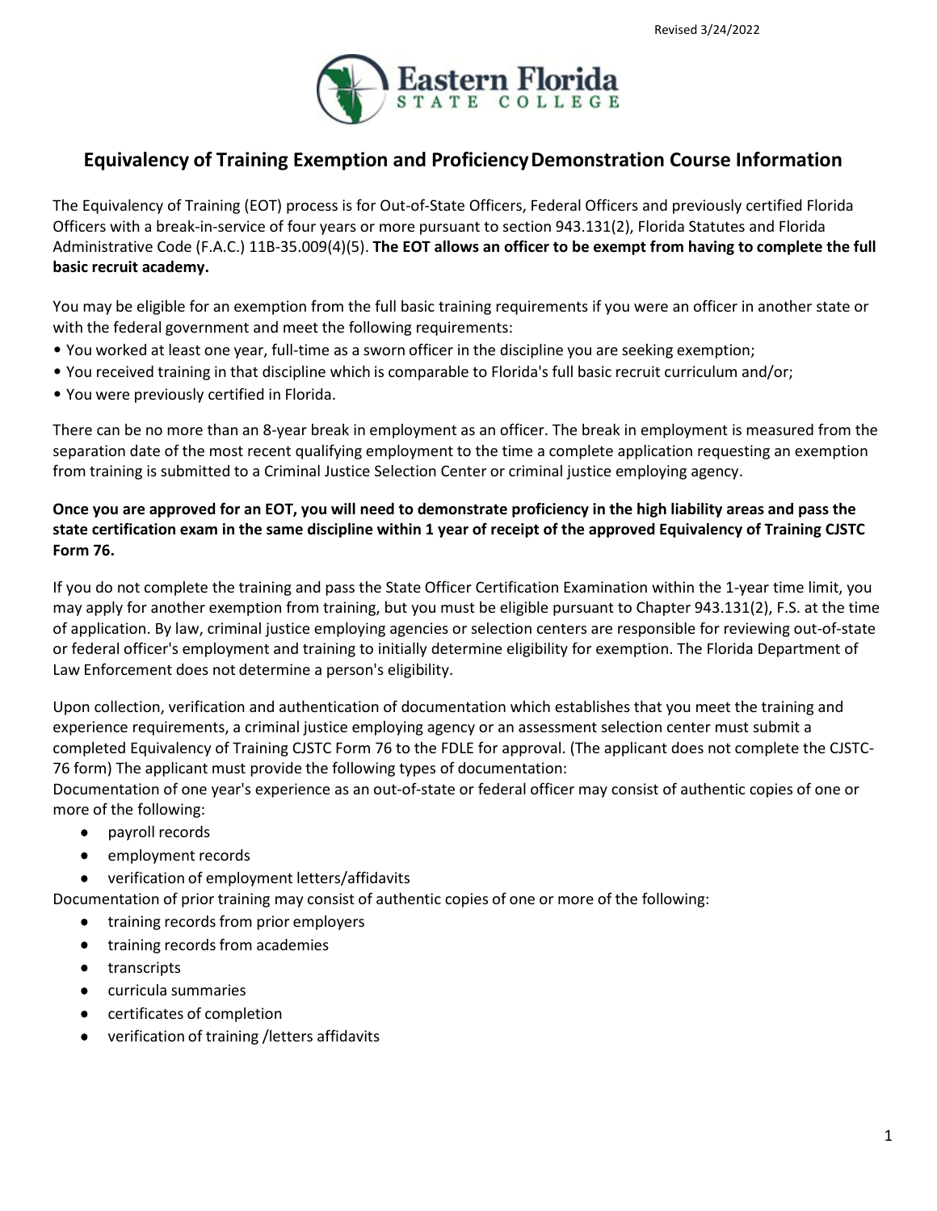# Equivalency of Training Exemption and Proficiency Demonstration Course Information

The Equivalency of Training (EOT) process is for Out-of-State Officers, Federal Officers and previously certified Florida Officers with a break-in-service of four years or more pursuant to section 943.131(2), Florida Statutes and Florida Administrative Code (F.A.C.) 11B-35.009(4)(5). **The EOT allows an officer to be exempt from having to complete the full basic recruit academy.**

You may be eligible for an exemption from the full basic training requirements if you were an officer in another state or with the federal government and meet the following requirements:

- You worked at least one year, full-time as a sworn officer in the discipline you are seeking exemption;
- You received training in that discipline which is comparable to Florida's full basic recruit curriculum and/or;
- You were previously certified in Florida.

There can be no more than an 8-year break in employment as an officer. The break in employment is measured from the separation date of the most recent qualifying employment to the time a complete application requesting an exemption from training is submitted to a Criminal Justice Selection Center or criminal justice employing agency.

**Once you are approved for an EOT, you will need to demonstrate proficiency in the high liability areas and pass the state certification exam in the same discipline within 1 year of receipt of the approved Equivalency of Training CJSTC Form 76.**

If you do not complete the training and pass the State Officer Certification Examination within the 1-year time limit, you may apply for another exemption from training, but you must be eligible pursuant to Chapter 943.131(2), F.S. at the time of application. By law, criminal justice employing agencies or selection centers are responsible for reviewing out-of-state or federal officer's employment and training to initially determine eligibility for exemption. The Florida Department of Law Enforcement does not determine a person's eligibility.

Upon collection, verification and authentication of documentation which establishes that you meet the training and experience requirements, a criminal justice employing agency or an assessment selection center must submit a completed Equivalency of Training CJSTC Form 76 to the FDLE for approval. (The applicant does not complete the CJSTC-76 form) The applicant must provide the following types of documentation:

Documentation of one year's experience as an out-of-state or federal officer may consist of authentic copies of one or more of the following:

- payroll records
- employment records
- verification of employment letters/affidavits

Documentation of prior training may consist of authentic copies of one or more of the following:

- training records from prior employers
- training records from academies
- transcripts
- curricula summaries
- certificates of completion
- verification of training /letters affidavits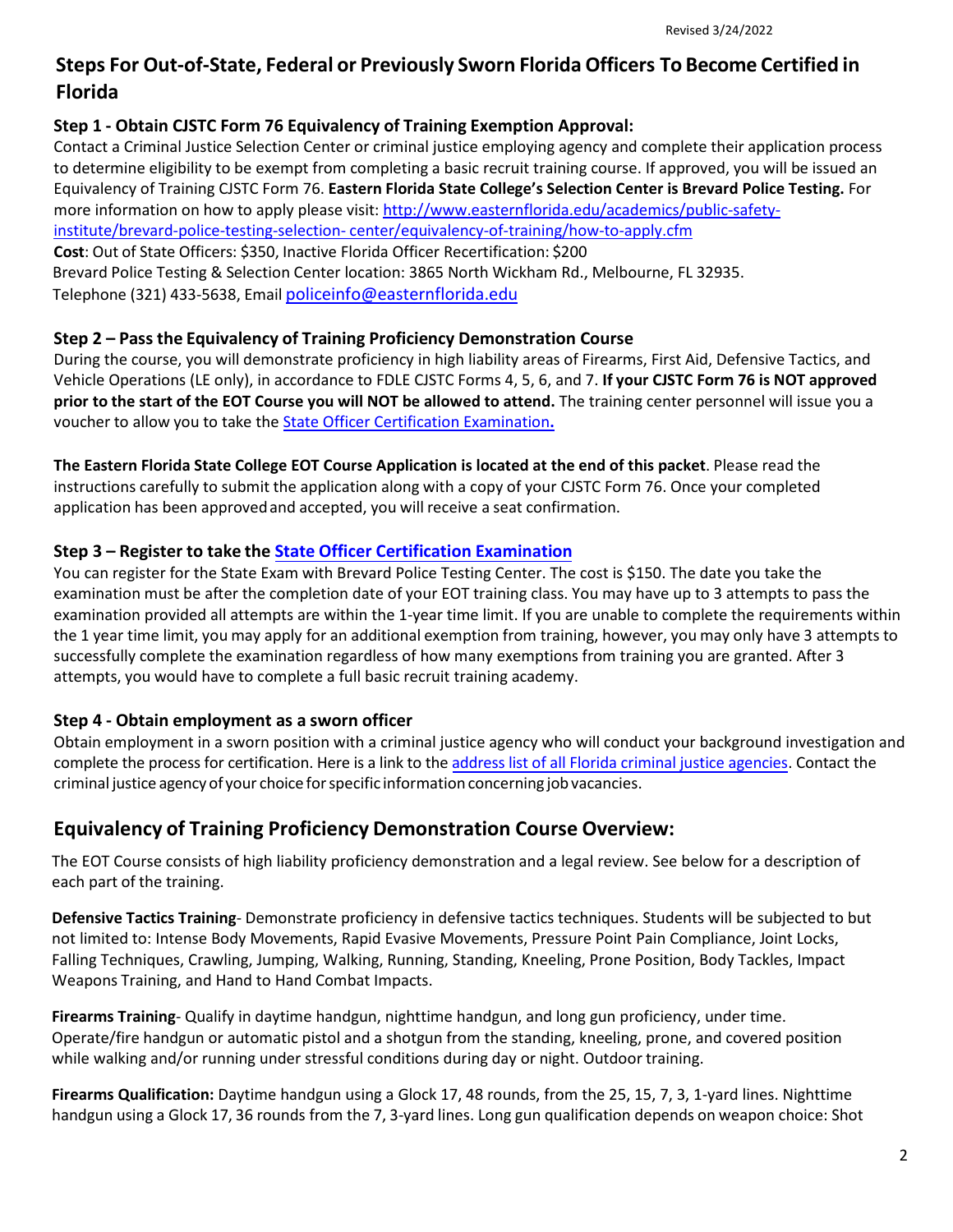## Steps For Out-of-State, Federal or Previously Sworn Florida Officers To Become Certified in Florida

### Step 1 - Obtain CJSTC Form 76 Equivalency of Training Exemption Approval:

Contact a Criminal Justice Selection Center or criminal justice employing agency and complete their application process to determine eligibility to be exempt from completing a basic recruit training course. If approved, you will be issued an Equivalency of Training CJSTC Form 76. **Eastern Florida State College's Selection Center is Brevard Police Testing.** For more information on how to apply please visit: [http://www.easternflorida.edu/academics/public-safety-institute/brevard-police-testing-selection- center/equivalency-of-training/how-to-apply.cfm](http://www.easternflorida.edu/academics/public-safety-institute/brevard-police-testing-selection-center/equivalency-of-training/how-to-apply.cfm)

**Cost**: Out of State Officers: $350, Inactive Florida Officer Recertification: $200

Brevard Police Testing & Selection Center location: 3865 North Wickham Rd., Melbourne, FL 32935.

Telephone (321) 433-5638, Email policeinfo@easternflorida.edu

### Step 2 – Pass the Equivalency of Training Proficiency Demonstration Course

During the course, you will demonstrate proficiency in high liability areas of Firearms, First Aid, Defensive Tactics, and Vehicle Operations (LE only), in accordance to FDLE CJSTC Forms 4, 5, 6, and 7. **If your CJSTC Form 76 is NOT approved prior to the start of the EOT Course you will NOT be allowed to attend.** The training center personnel will issue you a voucher to allow you to take the State Officer Certification Examination**.**

**The Eastern Florida State College EOT Course Application is located at the end of this packet**. Please read the instructions carefully to submit the application along with a copy of your CJSTC Form 76. Once your completed application has been approved and accepted, you will receive a seat confirmation.

### Step 3 – Register to take the State Officer Certification Examination

You can register for the State Exam with Brevard Police Testing Center. The cost is $150. The date you take the examination must be after the completion date of your EOT training class. You may have up to 3 attempts to pass the examination provided all attempts are within the 1-year time limit. If you are unable to complete the requirements within the 1 year time limit, you may apply for an additional exemption from training, however, you may only have 3 attempts to successfully complete the examination regardless of how many exemptions from training you are granted. After 3 attempts, you would have to complete a full basic recruit training academy.

### Step 4 - Obtain employment as a sworn officer

Obtain employment in a sworn position with a criminal justice agency who will conduct your background investigation and complete the process for certification. Here is a link to the address list of all Florida criminal justice agencies. Contact the criminal justice agency of your choice for specific information concerning job vacancies.

## Equivalency of Training Proficiency Demonstration Course Overview:

The EOT Course consists of high liability proficiency demonstration and a legal review. See below for a description of each part of the training.

**Defensive Tactics Training**- Demonstrate proficiency in defensive tactics techniques. Students will be subjected to but not limited to: Intense Body Movements, Rapid Evasive Movements, Pressure Point Pain Compliance, Joint Locks, Falling Techniques, Crawling, Jumping, Walking, Running, Standing, Kneeling, Prone Position, Body Tackles, Impact Weapons Training, and Hand to Hand Combat Impacts.

**Firearms Training**- Qualify in daytime handgun, nighttime handgun, and long gun proficiency, under time. Operate/fire handgun or automatic pistol and a shotgun from the standing, kneeling, prone, and covered position while walking and/or running under stressful conditions during day or night. Outdoor training.

**Firearms Qualification:** Daytime handgun using a Glock 17, 48 rounds, from the 25, 15, 7, 3, 1-yard lines. Nighttime handgun using a Glock 17, 36 rounds from the 7, 3-yard lines. Long gun qualification depends on weapon choice: Shot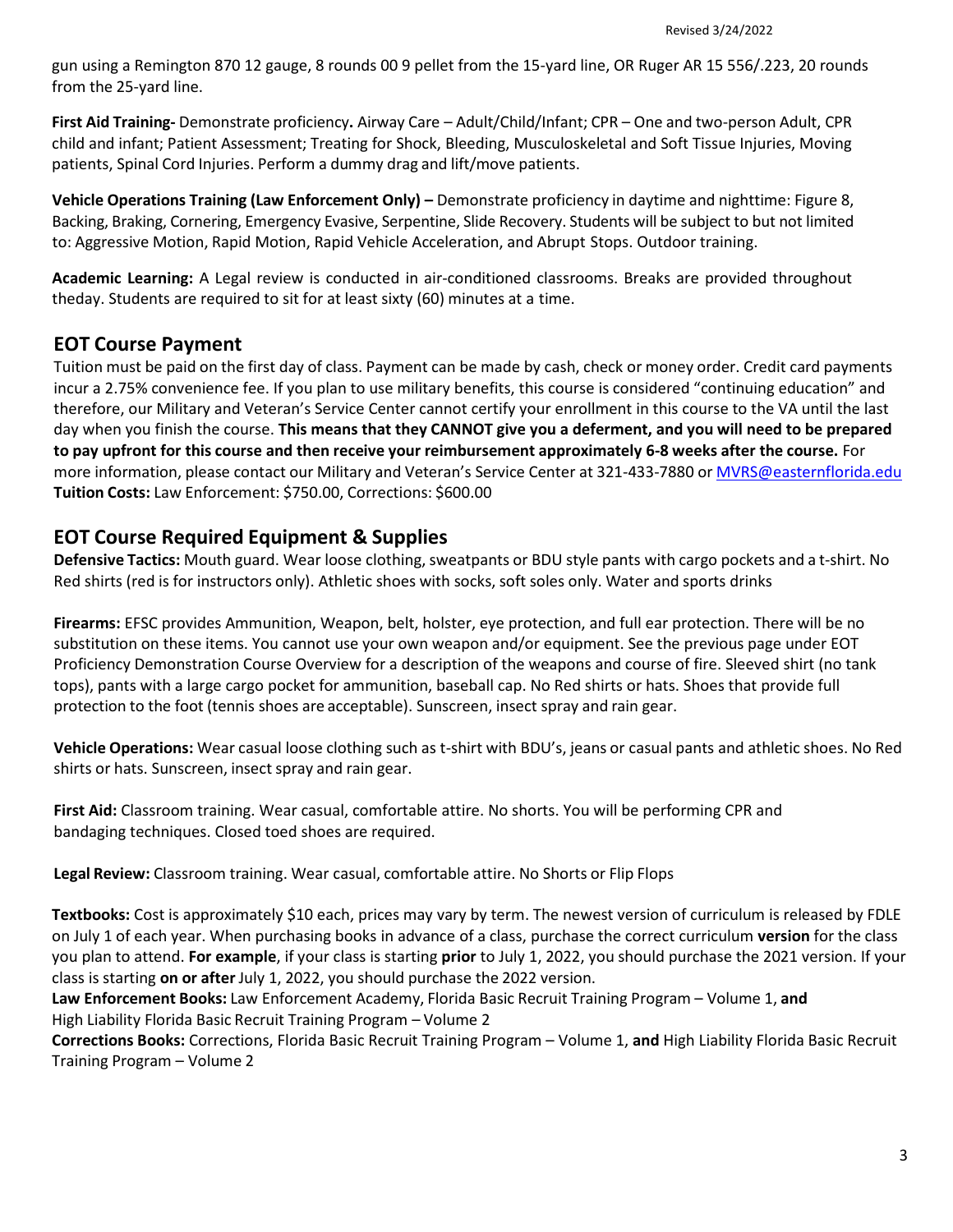gun using a Remington 870 12 gauge, 8 rounds 00 9 pellet from the 15-yard line, OR Ruger AR 15 556/.223, 20 rounds from the 25-yard line.

**First Aid Training-** Demonstrate proficiency**.** Airway Care – Adult/Child/Infant; CPR – One and two-person Adult, CPR child and infant; Patient Assessment; Treating for Shock, Bleeding, Musculoskeletal and Soft Tissue Injuries, Moving patients, Spinal Cord Injuries. Perform a dummy drag and lift/move patients.

**Vehicle Operations Training (Law Enforcement Only) –** Demonstrate proficiency in daytime and nighttime: Figure 8, Backing, Braking, Cornering, Emergency Evasive, Serpentine, Slide Recovery. Students will be subject to but not limited to: Aggressive Motion, Rapid Motion, Rapid Vehicle Acceleration, and Abrupt Stops. Outdoor training.

**Academic Learning:** A Legal review is conducted in air-conditioned classrooms. Breaks are provided throughout theday. Students are required to sit for at least sixty (60) minutes at a time.

## EOT Course Payment

Tuition must be paid on the first day of class. Payment can be made by cash, check or money order. Credit card payments incur a 2.75% convenience fee. If you plan to use military benefits, this course is considered "continuing education" and therefore, our Military and Veteran's Service Center cannot certify your enrollment in this course to the VA until the last day when you finish the course. **This means that they CANNOT give you a deferment, and you will need to be prepared to pay upfront for this course and then receive your reimbursement approximately 6-8 weeks after the course.** For more information, please contact our Military and Veteran's Service Center at 321-433-7880 or MVRS@easternflorida.edu
**Tuition Costs:** Law Enforcement: $750.00, Corrections: $600.00

## EOT Course Required Equipment & Supplies

**Defensive Tactics:** Mouth guard. Wear loose clothing, sweatpants or BDU style pants with cargo pockets and a t-shirt. No Red shirts (red is for instructors only). Athletic shoes with socks, soft soles only. Water and sports drinks

**Firearms:** EFSC provides Ammunition, Weapon, belt, holster, eye protection, and full ear protection. There will be no substitution on these items. You cannot use your own weapon and/or equipment. See the previous page under EOT Proficiency Demonstration Course Overview for a description of the weapons and course of fire. Sleeved shirt (no tank tops), pants with a large cargo pocket for ammunition, baseball cap. No Red shirts or hats. Shoes that provide full protection to the foot (tennis shoes are acceptable). Sunscreen, insect spray and rain gear.

**Vehicle Operations:** Wear casual loose clothing such as t-shirt with BDU's, jeans or casual pants and athletic shoes. No Red shirts or hats. Sunscreen, insect spray and rain gear.

**First Aid:** Classroom training. Wear casual, comfortable attire. No shorts. You will be performing CPR and bandaging techniques. Closed toed shoes are required.

**Legal Review:** Classroom training. Wear casual, comfortable attire. No Shorts or Flip Flops

**Textbooks:** Cost is approximately $10 each, prices may vary by term. The newest version of curriculum is released by FDLE on July 1 of each year. When purchasing books in advance of a class, purchase the correct curriculum **version** for the class you plan to attend. **For example**, if your class is starting **prior** to July 1, 2022, you should purchase the 2021 version. If your class is starting **on or after** July 1, 2022, you should purchase the 2022 version.
**Law Enforcement Books:** Law Enforcement Academy, Florida Basic Recruit Training Program – Volume 1, **and** High Liability Florida Basic Recruit Training Program – Volume 2
**Corrections Books:** Corrections, Florida Basic Recruit Training Program – Volume 1, **and** High Liability Florida Basic Recruit Training Program – Volume 2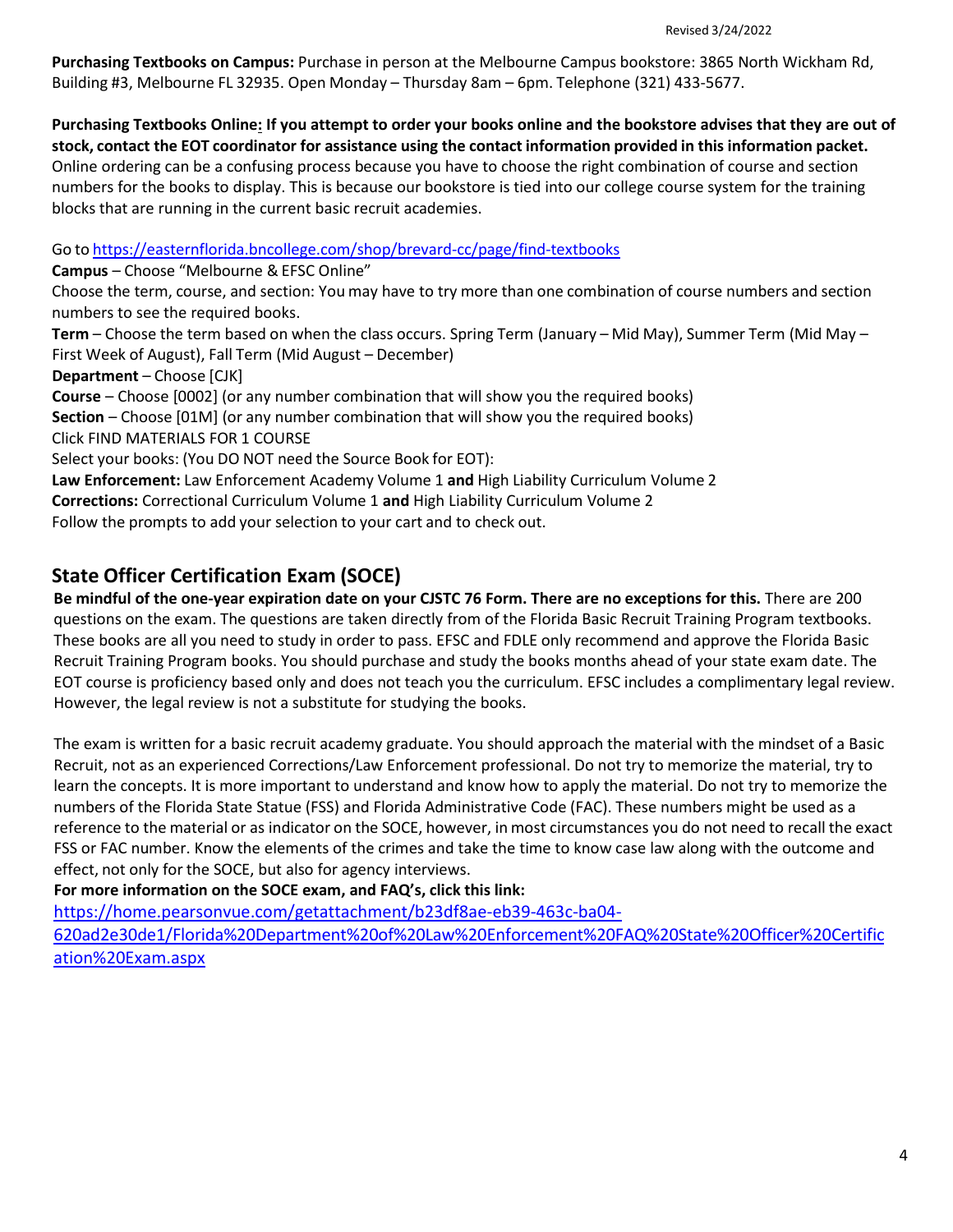**Purchasing Textbooks on Campus:** Purchase in person at the Melbourne Campus bookstore: 3865 North Wickham Rd, Building #3, Melbourne FL 32935. Open Monday – Thursday 8am – 6pm. Telephone (321) 433-5677.

**Purchasing Textbooks Online: If you attempt to order your books online and the bookstore advises that they are out of stock, contact the EOT coordinator for assistance using the contact information provided in this information packet.** Online ordering can be a confusing process because you have to choose the right combination of course and section numbers for the books to display. This is because our bookstore is tied into our college course system for the training blocks that are running in the current basic recruit academies.

Go to https://easternflorida.bncollege.com/shop/brevard-cc/page/find-textbooks

**Campus** – Choose "Melbourne & EFSC Online"

Choose the term, course, and section: You may have to try more than one combination of course numbers and section numbers to see the required books.

**Term** – Choose the term based on when the class occurs. Spring Term (January – Mid May), Summer Term (Mid May – First Week of August), Fall Term (Mid August – December)

**Department** – Choose [CJK]

**Course** – Choose [0002] (or any number combination that will show you the required books)

**Section** – Choose [01M] (or any number combination that will show you the required books)

Click FIND MATERIALS FOR 1 COURSE

Select your books: (You DO NOT need the Source Book for EOT):

**Law Enforcement:** Law Enforcement Academy Volume 1 **and** High Liability Curriculum Volume 2

**Corrections:** Correctional Curriculum Volume 1 **and** High Liability Curriculum Volume 2

Follow the prompts to add your selection to your cart and to check out.

## State Officer Certification Exam (SOCE)

**Be mindful of the one-year expiration date on your CJSTC 76 Form. There are no exceptions for this.** There are 200 questions on the exam. The questions are taken directly from of the Florida Basic Recruit Training Program textbooks. These books are all you need to study in order to pass. EFSC and FDLE only recommend and approve the Florida Basic Recruit Training Program books. You should purchase and study the books months ahead of your state exam date. The EOT course is proficiency based only and does not teach you the curriculum. EFSC includes a complimentary legal review. However, the legal review is not a substitute for studying the books.

The exam is written for a basic recruit academy graduate. You should approach the material with the mindset of a Basic Recruit, not as an experienced Corrections/Law Enforcement professional. Do not try to memorize the material, try to learn the concepts. It is more important to understand and know how to apply the material. Do not try to memorize the numbers of the Florida State Statue (FSS) and Florida Administrative Code (FAC). These numbers might be used as a reference to the material or as indicator on the SOCE, however, in most circumstances you do not need to recall the exact FSS or FAC number. Know the elements of the crimes and take the time to know case law along with the outcome and effect, not only for the SOCE, but also for agency interviews.

**For more information on the SOCE exam, and FAQ's, click this link:**

https://home.pearsonvue.com/getattachment/b23df8ae-eb39-463c-ba04-620ad2e30de1/Florida%20Department%20of%20Law%20Enforcement%20FAQ%20State%20Officer%20Certification%20Exam.aspx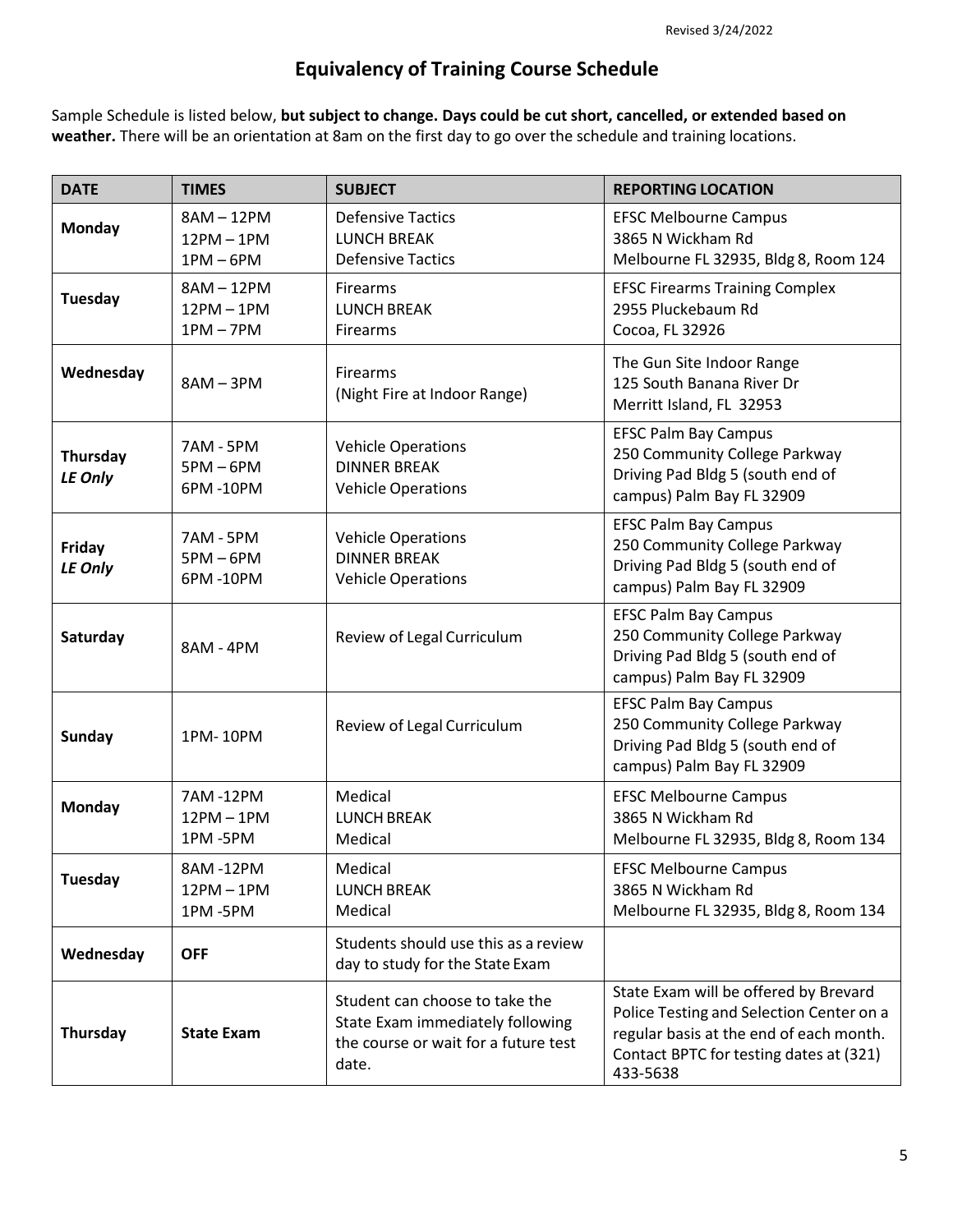Revised 3/24/2022

# Equivalency of Training Course Schedule

Sample Schedule is listed below, **but subject to change. Days could be cut short, cancelled, or extended based on weather.** There will be an orientation at 8am on the first day to go over the schedule and training locations.

| DATE | TIMES | SUBJECT | REPORTING LOCATION |
|---|---|---|---|
| **Monday** | 8AM – 12PM<br>12PM – 1PM<br>1PM – 6PM | Defensive Tactics<br>LUNCH BREAK<br>Defensive Tactics | EFSC Melbourne Campus<br>3865 N Wickham Rd<br>Melbourne FL 32935, Bldg 8, Room 124 |
| **Tuesday** | 8AM – 12PM<br>12PM – 1PM<br>1PM – 7PM | Firearms<br>LUNCH BREAK<br>Firearms | EFSC Firearms Training Complex<br>2955 Pluckebaum Rd<br>Cocoa, FL 32926 |
| **Wednesday** | 8AM – 3PM | Firearms<br>(Night Fire at Indoor Range) | The Gun Site Indoor Range<br>125 South Banana River Dr<br>Merritt Island, FL 32953 |
| **Thursday *LE Only*** | 7AM - 5PM<br>5PM – 6PM<br>6PM -10PM | Vehicle Operations<br>DINNER BREAK<br>Vehicle Operations | EFSC Palm Bay Campus<br>250 Community College Parkway<br>Driving Pad Bldg 5 (south end of campus) Palm Bay FL 32909 |
| **Friday *LE Only*** | 7AM - 5PM<br>5PM – 6PM<br>6PM -10PM | Vehicle Operations<br>DINNER BREAK<br>Vehicle Operations | EFSC Palm Bay Campus<br>250 Community College Parkway<br>Driving Pad Bldg 5 (south end of campus) Palm Bay FL 32909 |
| **Saturday** | 8AM - 4PM | Review of Legal Curriculum | EFSC Palm Bay Campus<br>250 Community College Parkway<br>Driving Pad Bldg 5 (south end of campus) Palm Bay FL 32909 |
| **Sunday** | 1PM- 10PM | Review of Legal Curriculum | EFSC Palm Bay Campus<br>250 Community College Parkway<br>Driving Pad Bldg 5 (south end of campus) Palm Bay FL 32909 |
| **Monday** | 7AM -12PM<br>12PM – 1PM<br>1PM -5PM | Medical<br>LUNCH BREAK<br>Medical | EFSC Melbourne Campus<br>3865 N Wickham Rd<br>Melbourne FL 32935, Bldg 8, Room 134 |
| **Tuesday** | 8AM -12PM<br>12PM – 1PM<br>1PM -5PM | Medical<br>LUNCH BREAK<br>Medical | EFSC Melbourne Campus<br>3865 N Wickham Rd<br>Melbourne FL 32935, Bldg 8, Room 134 |
| **Wednesday** | **OFF** | Students should use this as a review day to study for the State Exam | |
| **Thursday** | **State Exam** | Student can choose to take the State Exam immediately following the course or wait for a future test date. | State Exam will be offered by Brevard Police Testing and Selection Center on a regular basis at the end of each month. Contact BPTC for testing dates at (321) 433-5638 |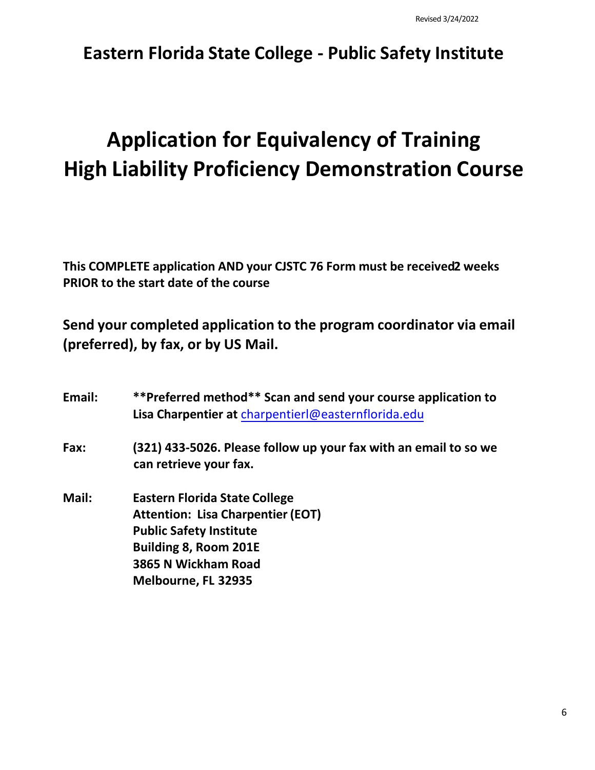# Eastern Florida State College - Public Safety Institute

# Application for Equivalency of Training High Liability Proficiency Demonstration Course

**This COMPLETE application AND your CJSTC 76 Form must be received 2 weeks PRIOR to the start date of the course**

**Send your completed application to the program coordinator via email (preferred), by fax, or by US Mail.**

**Email:** **\*\*Preferred method\*\* Scan and send your course application to Lisa Charpentier at charpentierl@easternflorida.edu**

**Fax:** **(321) 433-5026. Please follow up your fax with an email to so we can retrieve your fax.**

**Mail:**
**Eastern Florida State College**
**Attention: Lisa Charpentier (EOT)**
**Public Safety Institute**
**Building 8, Room 201E**
**3865 N Wickham Road**
**Melbourne, FL 32935**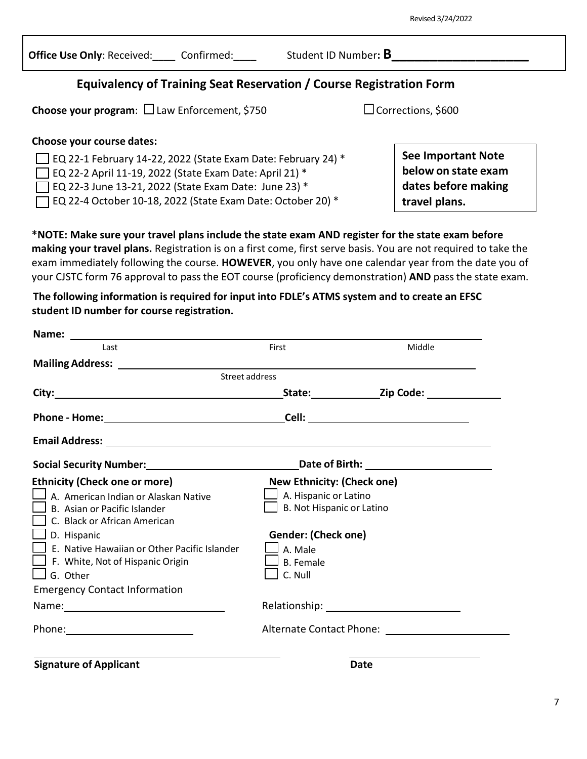Revised 3/24/2022

**Office Use Only**: Received:____ Confirmed:____ Student ID Number**: B**____________________

## Equivalency of Training Seat Reservation / Course Registration Form

**Choose your program**: ☐ Law Enforcement, $750 ☐ Corrections, $600

**Choose your course dates:**

- ☐ EQ 22-1 February 14-22, 2022 (State Exam Date: February 24) *
- ☐ EQ 22-2 April 11-19, 2022 (State Exam Date: April 21) *
- ☐ EQ 22-3 June 13-21, 2022 (State Exam Date: June 23) *
- ☐ EQ 22-4 October 10-18, 2022 (State Exam Date: October 20) *

**See Important Note below on state exam dates before making travel plans.**

***NOTE: Make sure your travel plans include the state exam AND register for the state exam before making your travel plans.** Registration is on a first come, first serve basis. You are not required to take the exam immediately following the course. **HOWEVER**, you only have one calendar year from the date you of your CJSTC form 76 approval to pass the EOT course (proficiency demonstration) **AND** pass the state exam.

**The following information is required for input into FDLE's ATMS system and to create an EFSC student ID number for course registration.**

**Name:** ______________________________________________
Last First Middle

**Mailing Address:** ______________________________________________
Street address

**City:**______________________ **State:**__________ **Zip Code:** __________

**Phone - Home:**______________________ **Cell:** ______________________

**Email Address:** ______________________________________________

**Social Security Number:**______________________ **Date of Birth:** ______________________

**Ethnicity (Check one or more)**

- ☐ A. American Indian or Alaskan Native
- ☐ B. Asian or Pacific Islander
- ☐ C. Black or African American
- ☐ D. Hispanic
- ☐ E. Native Hawaiian or Other Pacific Islander
- ☐ F. White, Not of Hispanic Origin
- ☐ G. Other

**New Ethnicity: (Check one)**

- ☐ A. Hispanic or Latino
- ☐ B. Not Hispanic or Latino

**Gender: (Check one)**

- ☐ A. Male
- ☐ B. Female
- ☐ C. Null

Emergency Contact Information

Name:______________________ Relationship: ______________________

Phone:______________________ Alternate Contact Phone: ______________________

______________________________ ______________________
**Signature of Applicant** **Date**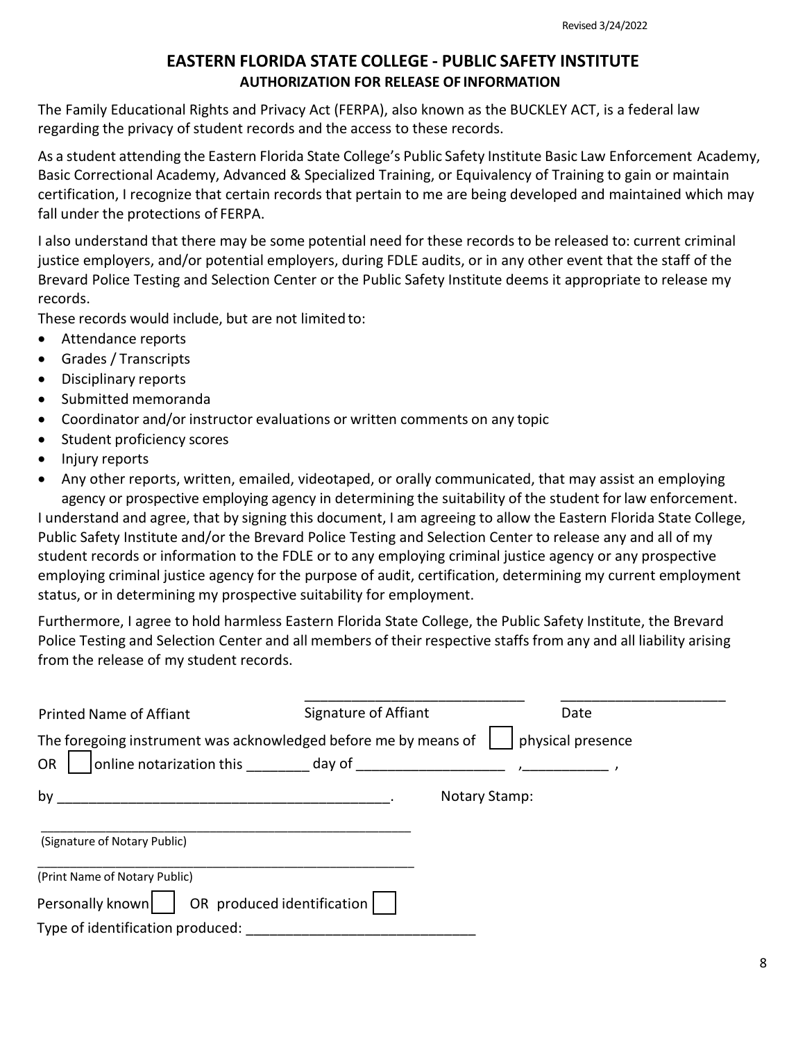Revised 3/24/2022

## EASTERN FLORIDA STATE COLLEGE - PUBLIC SAFETY INSTITUTE

### AUTHORIZATION FOR RELEASE OF INFORMATION

The Family Educational Rights and Privacy Act (FERPA), also known as the BUCKLEY ACT, is a federal law regarding the privacy of student records and the access to these records.

As a student attending the Eastern Florida State College's Public Safety Institute Basic Law Enforcement Academy, Basic Correctional Academy, Advanced & Specialized Training, or Equivalency of Training to gain or maintain certification, I recognize that certain records that pertain to me are being developed and maintained which may fall under the protections of FERPA.

I also understand that there may be some potential need for these records to be released to: current criminal justice employers, and/or potential employers, during FDLE audits, or in any other event that the staff of the Brevard Police Testing and Selection Center or the Public Safety Institute deems it appropriate to release my records.

These records would include, but are not limited to:

- Attendance reports
- Grades / Transcripts
- Disciplinary reports
- Submitted memoranda
- Coordinator and/or instructor evaluations or written comments on any topic
- Student proficiency scores
- Injury reports
- Any other reports, written, emailed, videotaped, or orally communicated, that may assist an employing agency or prospective employing agency in determining the suitability of the student for law enforcement.

I understand and agree, that by signing this document, I am agreeing to allow the Eastern Florida State College, Public Safety Institute and/or the Brevard Police Testing and Selection Center to release any and all of my student records or information to the FDLE or to any employing criminal justice agency or any prospective employing criminal justice agency for the purpose of audit, certification, determining my current employment status, or in determining my prospective suitability for employment.

Furthermore, I agree to hold harmless Eastern Florida State College, the Public Safety Institute, the Brevard Police Testing and Selection Center and all members of their respective staffs from any and all liability arising from the release of my student records.

Printed Name of Affiant　　　____________________________ Signature of Affiant　　　____________________ Date

The foregoing instrument was acknowledged before me by means of ☐ physical presence OR ☐ online notarization this ________ day of __________________ ,___________ ,

by ________________________________________.　　　Notary Stamp:

____________________________________________________
(Signature of Notary Public)

____________________________________________________
(Print Name of Notary Public)

Personally known ☐ OR produced identification ☐

Type of identification produced: ____________________________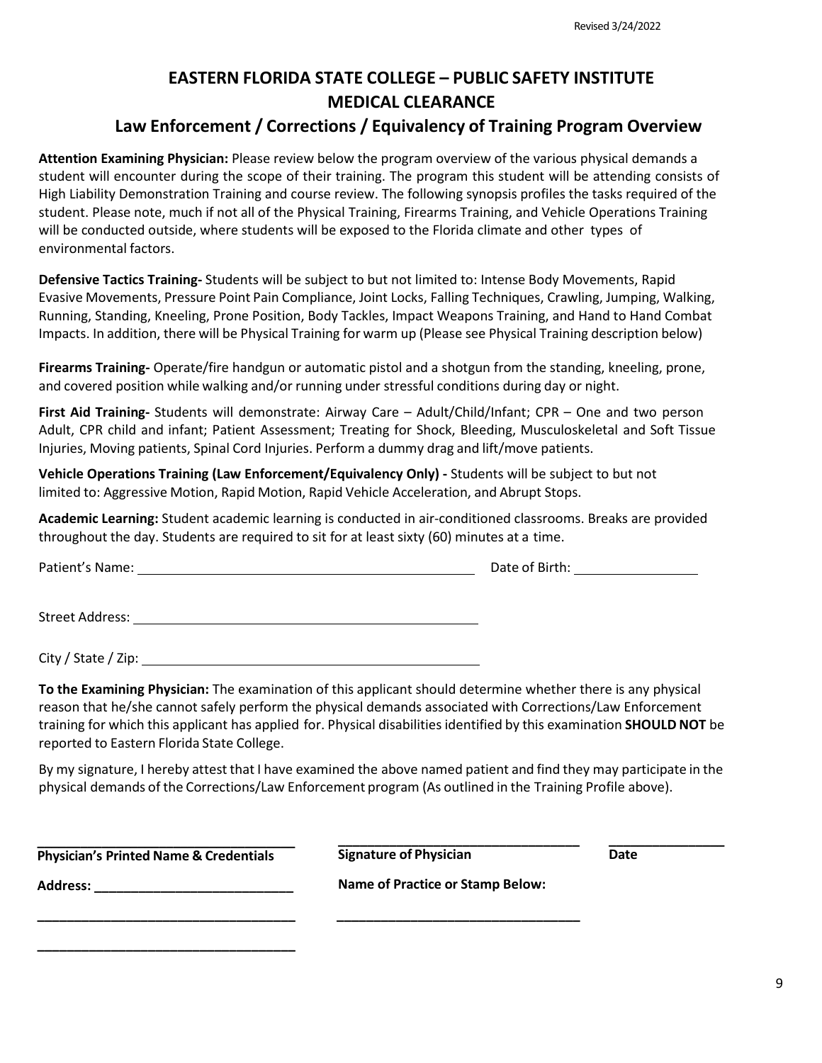Revised 3/24/2022

# EASTERN FLORIDA STATE COLLEGE – PUBLIC SAFETY INSTITUTE
# MEDICAL CLEARANCE
## Law Enforcement / Corrections / Equivalency of Training Program Overview

**Attention Examining Physician:** Please review below the program overview of the various physical demands a student will encounter during the scope of their training. The program this student will be attending consists of High Liability Demonstration Training and course review. The following synopsis profiles the tasks required of the student. Please note, much if not all of the Physical Training, Firearms Training, and Vehicle Operations Training will be conducted outside, where students will be exposed to the Florida climate and other types of environmental factors.

**Defensive Tactics Training-** Students will be subject to but not limited to: Intense Body Movements, Rapid Evasive Movements, Pressure Point Pain Compliance, Joint Locks, Falling Techniques, Crawling, Jumping, Walking, Running, Standing, Kneeling, Prone Position, Body Tackles, Impact Weapons Training, and Hand to Hand Combat Impacts. In addition, there will be Physical Training for warm up (Please see Physical Training description below)

**Firearms Training-** Operate/fire handgun or automatic pistol and a shotgun from the standing, kneeling, prone, and covered position while walking and/or running under stressful conditions during day or night.

**First Aid Training-** Students will demonstrate: Airway Care – Adult/Child/Infant; CPR – One and two person Adult, CPR child and infant; Patient Assessment; Treating for Shock, Bleeding, Musculoskeletal and Soft Tissue Injuries, Moving patients, Spinal Cord Injuries. Perform a dummy drag and lift/move patients.

**Vehicle Operations Training (Law Enforcement/Equivalency Only) -** Students will be subject to but not limited to: Aggressive Motion, Rapid Motion, Rapid Vehicle Acceleration, and Abrupt Stops.

**Academic Learning:** Student academic learning is conducted in air-conditioned classrooms. Breaks are provided throughout the day. Students are required to sit for at least sixty (60) minutes at a time.

Patient's Name: ______________________________ Date of Birth: ______________

Street Address: ______________________________

City / State / Zip: ______________________________

**To the Examining Physician:** The examination of this applicant should determine whether there is any physical reason that he/she cannot safely perform the physical demands associated with Corrections/Law Enforcement training for which this applicant has applied for. Physical disabilities identified by this examination **SHOULD NOT** be reported to Eastern Florida State College.

By my signature, I hereby attest that I have examined the above named patient and find they may participate in the physical demands of the Corrections/Law Enforcement program (As outlined in the Training Profile above).

______________________________ ______________________________ ______________

**Physician's Printed Name & Credentials** **Signature of Physician** **Date**

**Address:** ______________________________ **Name of Practice or Stamp Below:**

______________________________ ______________________________

______________________________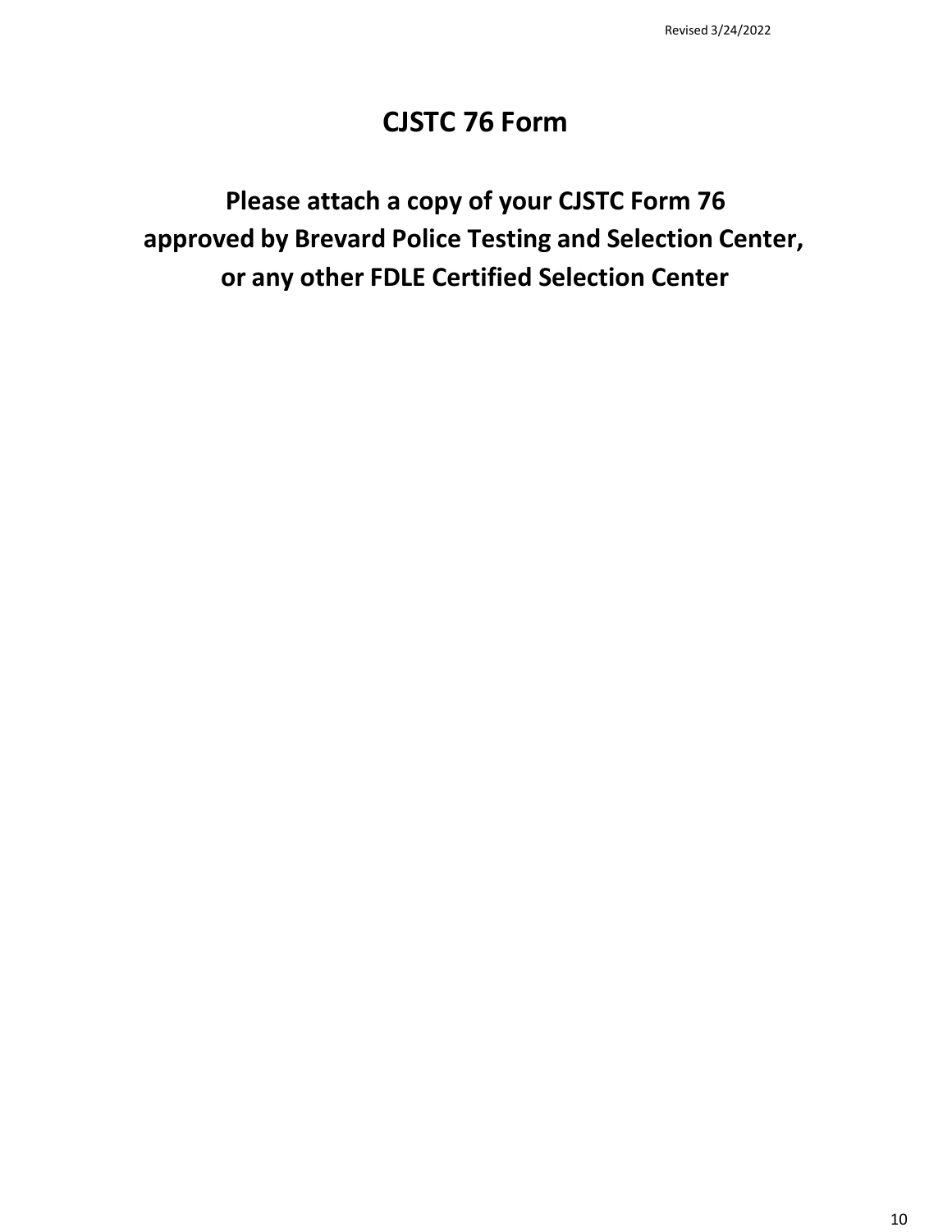# CJSTC 76 Form

## Please attach a copy of your CJSTC Form 76 approved by Brevard Police Testing and Selection Center, or any other FDLE Certified Selection Center